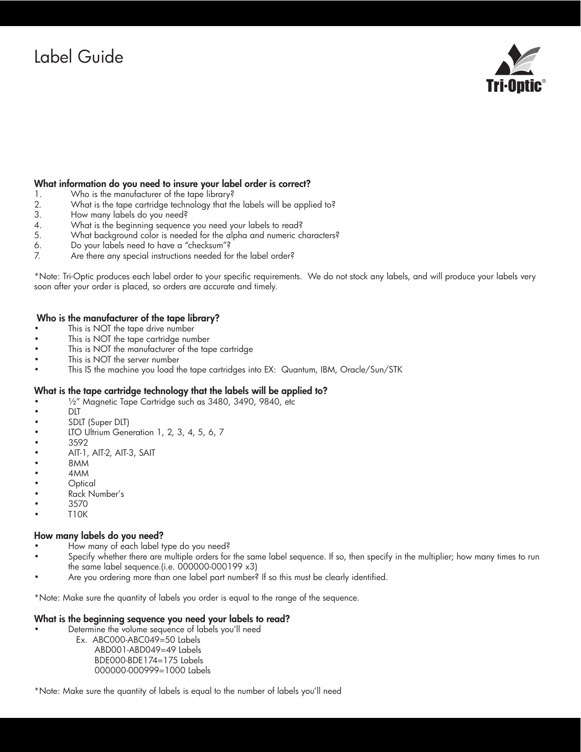# Label Guide

Tri-Optic®

## What information do you need to insure your label order is correct?

1. Who is the manufacturer of the tape library?
2. What is the tape cartridge technology that the labels will be applied to?
3. How many labels do you need?
4. What is the beginning sequence you need your labels to read?
5. What background color is needed for the alpha and numeric characters?
6. Do your labels need to have a "checksum"?
7. Are there any special instructions needed for the label order?

*Note: Tri-Optic produces each label order to your specific requirements. We do not stock any labels, and will produce your labels very soon after your order is placed, so orders are accurate and timely.

## Who is the manufacturer of the tape library?

- This is NOT the tape drive number
- This is NOT the tape cartridge number
- This is NOT the manufacturer of the tape cartridge
- This is NOT the server number
- This IS the machine you load the tape cartridges into EX: Quantum, IBM, Oracle/Sun/STK

## What is the tape cartridge technology that the labels will be applied to?

- ½" Magnetic Tape Cartridge such as 3480, 3490, 9840, etc
- DLT
- SDLT (Super DLT)
- LTO Ultrium Generation 1, 2, 3, 4, 5, 6, 7
- 3592
- AIT-1, AIT-2, AIT-3, SAIT
- 8MM
- 4MM
- Optical
- Rack Number's
- 3570
- T10K

## How many labels do you need?

- How many of each label type do you need?
- Specify whether there are multiple orders for the same label sequence. If so, then specify in the multiplier; how many times to run the same label sequence.(i.e. 000000-000199 x3)
- Are you ordering more than one label part number? If so this must be clearly identified.

*Note: Make sure the quantity of labels you order is equal to the range of the sequence.

## What is the beginning sequence you need your labels to read?

- Determine the volume sequence of labels you'll need
  - Ex. ABC000-ABC049=50 Labels
  - ABD001-ABD049=49 Labels
  - BDE000-BDE174=175 Labels
  - 000000-000999=1000 Labels

*Note: Make sure the quantity of labels is equal to the number of labels you'll need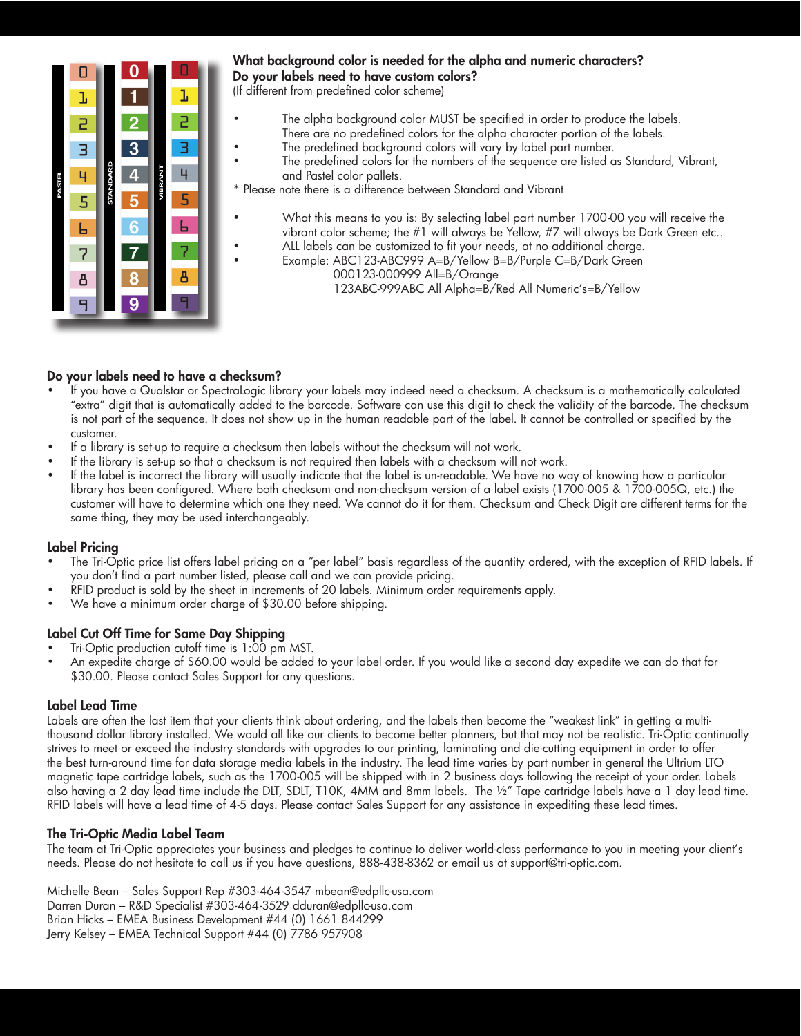**What background color is needed for the alpha and numeric characters?**
**Do your labels need to have custom colors?**
(If different from predefined color scheme)

- The alpha background color MUST be specified in order to produce the labels. There are no predefined colors for the alpha character portion of the labels.
- The predefined background colors will vary by label part number.
- The predefined colors for the numbers of the sequence are listed as Standard, Vibrant, and Pastel color pallets.

\* Please note there is a difference between Standard and Vibrant

- What this means to you is: By selecting label part number 1700-00 you will receive the vibrant color scheme; the #1 will always be Yellow, #7 will always be Dark Green etc..
- ALL labels can be customized to fit your needs, at no additional charge.
- Example: ABC123-ABC999 A=B/Yellow B=B/Purple C=B/Dark Green
  000123-000999 All=B/Orange
  123ABC-999ABC All Alpha=B/Red All Numeric's=B/Yellow

## Do your labels need to have a checksum?

- If you have a Qualstar or SpectraLogic library your labels may indeed need a checksum. A checksum is a mathematically calculated "extra" digit that is automatically added to the barcode. Software can use this digit to check the validity of the barcode. The checksum is not part of the sequence. It does not show up in the human readable part of the label. It cannot be controlled or specified by the customer.
- If a library is set-up to require a checksum then labels without the checksum will not work.
- If the library is set-up so that a checksum is not required then labels with a checksum will not work.
- If the label is incorrect the library will usually indicate that the label is un-readable. We have no way of knowing how a particular library has been configured. Where both checksum and non-checksum version of a label exists (1700-005 & 1700-005Q, etc.) the customer will have to determine which one they need. We cannot do it for them. Checksum and Check Digit are different terms for the same thing, they may be used interchangeably.

## Label Pricing

- The Tri-Optic price list offers label pricing on a "per label" basis regardless of the quantity ordered, with the exception of RFID labels. If you don't find a part number listed, please call and we can provide pricing.
- RFID product is sold by the sheet in increments of 20 labels. Minimum order requirements apply.
- We have a minimum order charge of $30.00 before shipping.

## Label Cut Off Time for Same Day Shipping

- Tri-Optic production cutoff time is 1:00 pm MST.
- An expedite charge of $60.00 would be added to your label order. If you would like a second day expedite we can do that for $30.00. Please contact Sales Support for any questions.

## Label Lead Time

Labels are often the last item that your clients think about ordering, and the labels then become the "weakest link" in getting a multi-thousand dollar library installed. We would all like our clients to become better planners, but that may not be realistic. Tri-Optic continually strives to meet or exceed the industry standards with upgrades to our printing, laminating and die-cutting equipment in order to offer the best turn-around time for data storage media labels in the industry. The lead time varies by part number in general the Ultrium LTO magnetic tape cartridge labels, such as the 1700-005 will be shipped with in 2 business days following the receipt of your order. Labels also having a 2 day lead time include the DLT, SDLT, T10K, 4MM and 8mm labels. The ½" Tape cartridge labels have a 1 day lead time. RFID labels will have a lead time of 4-5 days. Please contact Sales Support for any assistance in expediting these lead times.

## The Tri-Optic Media Label Team

The team at Tri-Optic appreciates your business and pledges to continue to deliver world-class performance to you in meeting your client's needs. Please do not hesitate to call us if you have questions, 888-438-8362 or email us at support@tri-optic.com.

Michelle Bean – Sales Support Rep #303-464-3547 mbean@edpllc-usa.com
Darren Duran – R&D Specialist #303-464-3529 dduran@edpllc-usa.com
Brian Hicks – EMEA Business Development #44 (0) 1661 844299
Jerry Kelsey – EMEA Technical Support #44 (0) 7786 957908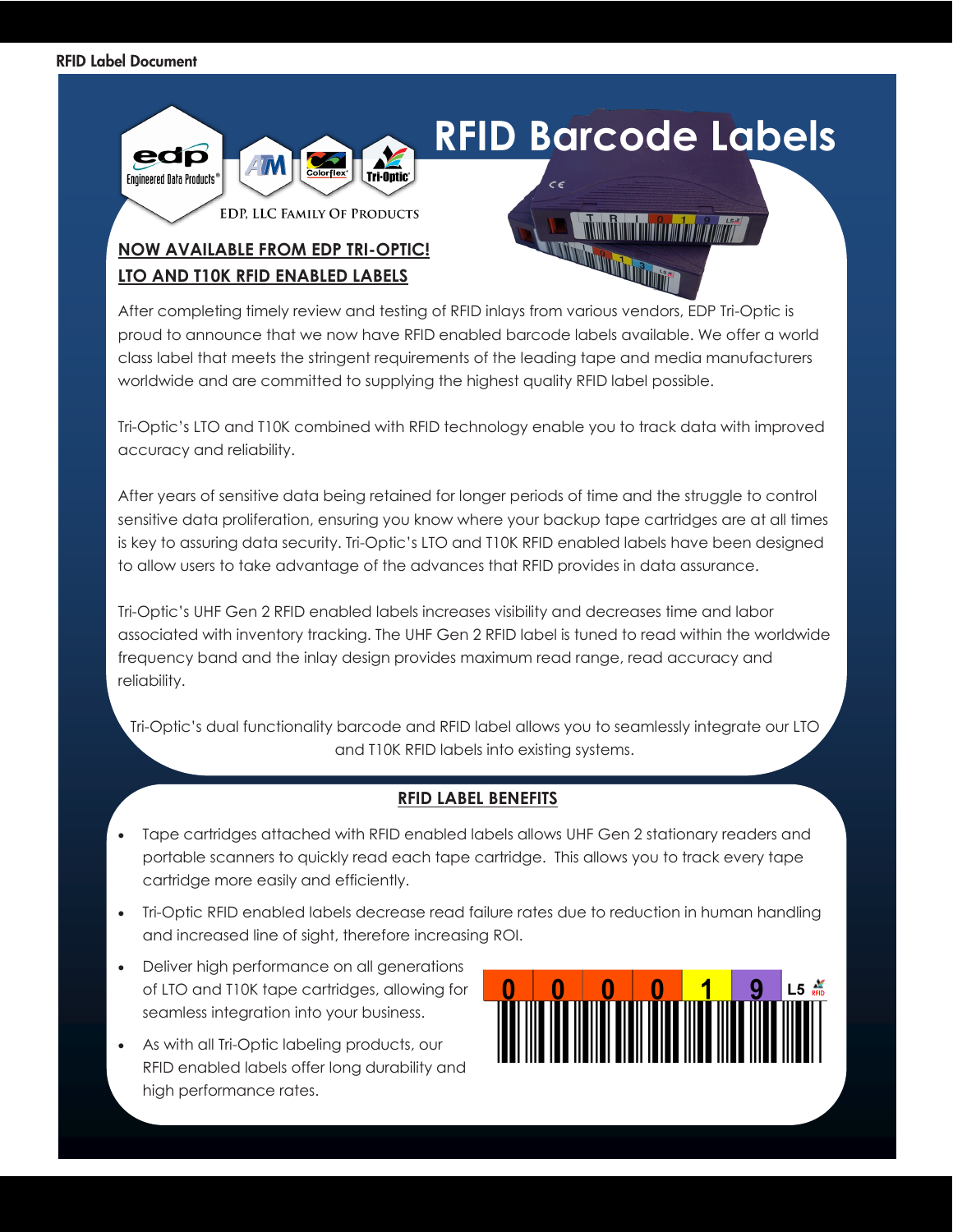# RFID Barcode Labels

EDP, LLC Family Of Products

## NOW AVAILABLE FROM EDP TRI-OPTIC!
## LTO AND T10K RFID ENABLED LABELS

After completing timely review and testing of RFID inlays from various vendors, EDP Tri-Optic is proud to announce that we now have RFID enabled barcode labels available. We offer a world class label that meets the stringent requirements of the leading tape and media manufacturers worldwide and are committed to supplying the highest quality RFID label possible.

Tri-Optic's LTO and T10K combined with RFID technology enable you to track data with improved accuracy and reliability.

After years of sensitive data being retained for longer periods of time and the struggle to control sensitive data proliferation, ensuring you know where your backup tape cartridges are at all times is key to assuring data security. Tri-Optic's LTO and T10K RFID enabled labels have been designed to allow users to take advantage of the advances that RFID provides in data assurance.

Tri-Optic's UHF Gen 2 RFID enabled labels increases visibility and decreases time and labor associated with inventory tracking. The UHF Gen 2 RFID label is tuned to read within the worldwide frequency band and the inlay design provides maximum read range, read accuracy and reliability.

Tri-Optic's dual functionality barcode and RFID label allows you to seamlessly integrate our LTO and T10K RFID labels into existing systems.

## RFID LABEL BENEFITS

- Tape cartridges attached with RFID enabled labels allows UHF Gen 2 stationary readers and portable scanners to quickly read each tape cartridge. This allows you to track every tape cartridge more easily and efficiently.
- Tri-Optic RFID enabled labels decrease read failure rates due to reduction in human handling and increased line of sight, therefore increasing ROI.
- Deliver high performance on all generations of LTO and T10K tape cartridges, allowing for seamless integration into your business.
- As with all Tri-Optic labeling products, our RFID enabled labels offer long durability and high performance rates.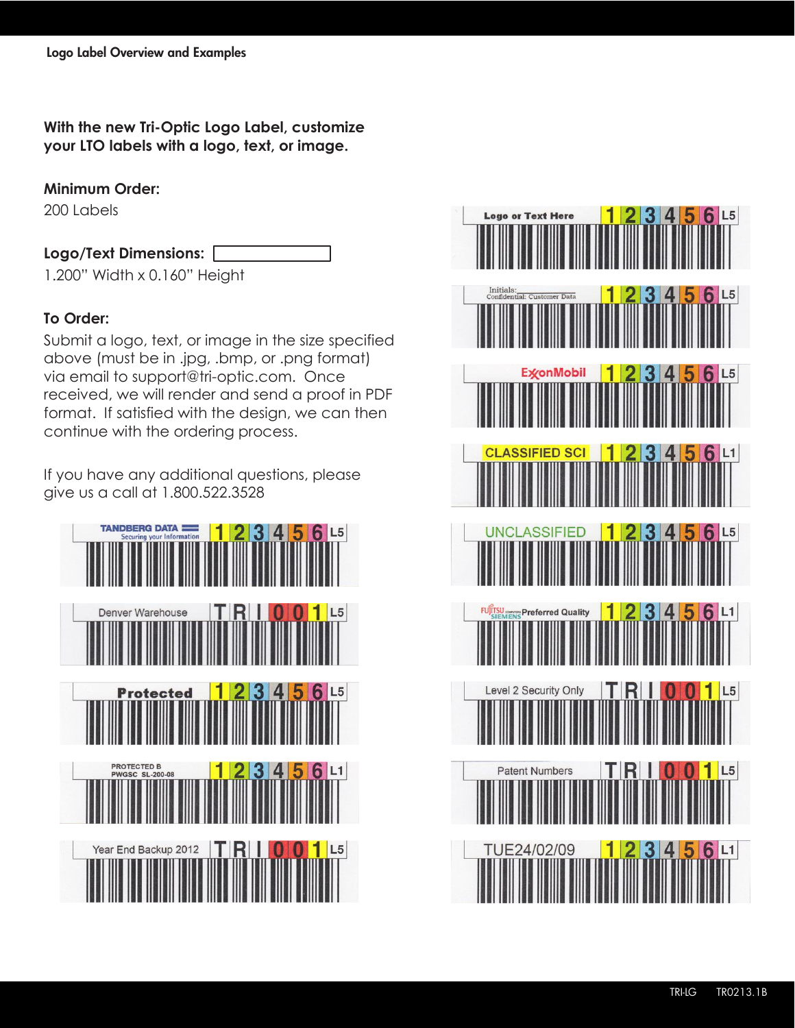Logo Label Overview and Examples

**With the new Tri-Optic Logo Label, customize your LTO labels with a logo, text, or image.**

**Minimum Order:**

200 Labels

**Logo/Text Dimensions:**

1.200" Width x 0.160" Height

**To Order:**

Submit a logo, text, or image in the size specified above (must be in .jpg, .bmp, or .png format) via email to support@tri-optic.com. Once received, we will render and send a proof in PDF format. If satisfied with the design, we can then continue with the ordering process.

If you have any additional questions, please give us a call at 1.800.522.3528

TANDBERG DATA Securing your Information 1 2 3 4 5 6 L5

Denver Warehouse T R I 0 0 1 L5

Protected 1 2 3 4 5 6 L5

PROTECTED B PWGSC SL-200-08 1 2 3 4 5 6 L1

Year End Backup 2012 T R I 0 0 1 L5

Logo or Text Here 1 2 3 4 5 6 L5

Initials: Confidential: Customer Data 1 2 3 4 5 6 L5

ExxonMobil 1 2 3 4 5 6 L5

CLASSIFIED SCI 1 2 3 4 5 6 L1

UNCLASSIFIED 1 2 3 4 5 6 L5

FUJITSU SIEMENS Preferred Quality 1 2 3 4 5 6 L1

Level 2 Security Only T R I 0 0 1 L5

Patent Numbers T R I 0 0 1 L5

TUE24/02/09 1 2 3 4 5 6 L1

TRI-LG TR0213.1B